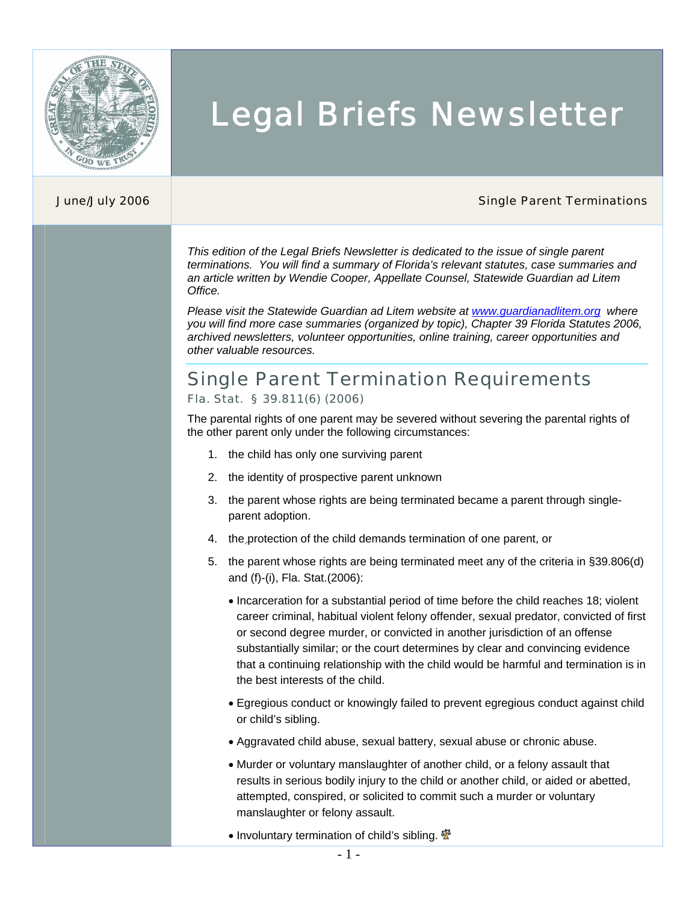# Legal Briefs Newsletter

June/July 2006

Single Parent Terminations

*This edition of the Legal Briefs Newsletter is dedicated to the issue of single parent terminations. You will find a summary of Florida's relevant statutes, case summaries and an article written by Wendie Cooper, Appellate Counsel, Statewide Guardian ad Litem Office.*

*Please visit the Statewide Guardian ad Litem website at [www.guardianadlitem.org](http://www.guardianadlitem.org) where you will find more case summaries (organized by topic), Chapter 39 Florida Statutes 2006, archived newsletters, volunteer opportunities, online training, career opportunities and other valuable resources.*

## Single Parent Termination Requirements

Fla. Stat. § 39.811(6) (2006)

The parental rights of one parent may be severed without severing the parental rights of the other parent only under the following circumstances:

1. the child has only one surviving parent
2. the identity of prospective parent unknown
3. the parent whose rights are being terminated became a parent through single-parent adoption.
4. the protection of the child demands termination of one parent, or
5. the parent whose rights are being terminated meet any of the criteria in §39.806(d) and (f)-(i), Fla. Stat.(2006):
   - Incarceration for a substantial period of time before the child reaches 18; violent career criminal, habitual violent felony offender, sexual predator, convicted of first or second degree murder, or convicted in another jurisdiction of an offense substantially similar; or the court determines by clear and convincing evidence that a continuing relationship with the child would be harmful and termination is in the best interests of the child.
   - Egregious conduct or knowingly failed to prevent egregious conduct against child or child's sibling.
   - Aggravated child abuse, sexual battery, sexual abuse or chronic abuse.
   - Murder or voluntary manslaughter of another child, or a felony assault that results in serious bodily injury to the child or another child, or aided or abetted, attempted, conspired, or solicited to commit such a murder or voluntary manslaughter or felony assault.
   - Involuntary termination of child's sibling.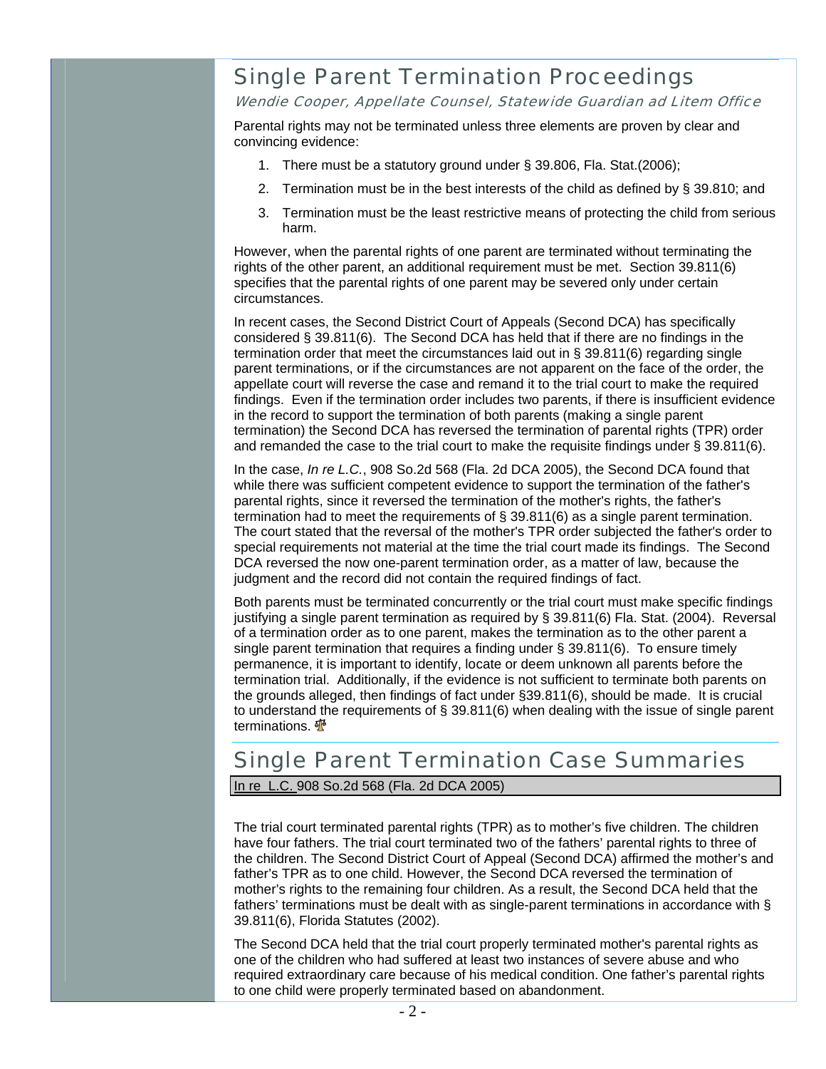## Single Parent Termination Proceedings

*Wendie Cooper, Appellate Counsel, Statewide Guardian ad Litem Office*

Parental rights may not be terminated unless three elements are proven by clear and convincing evidence:

1. There must be a statutory ground under § 39.806, Fla. Stat.(2006);
2. Termination must be in the best interests of the child as defined by § 39.810; and
3. Termination must be the least restrictive means of protecting the child from serious harm.

However, when the parental rights of one parent are terminated without terminating the rights of the other parent, an additional requirement must be met. Section 39.811(6) specifies that the parental rights of one parent may be severed only under certain circumstances.

In recent cases, the Second District Court of Appeals (Second DCA) has specifically considered § 39.811(6). The Second DCA has held that if there are no findings in the termination order that meet the circumstances laid out in § 39.811(6) regarding single parent terminations, or if the circumstances are not apparent on the face of the order, the appellate court will reverse the case and remand it to the trial court to make the required findings. Even if the termination order includes two parents, if there is insufficient evidence in the record to support the termination of both parents (making a single parent termination) the Second DCA has reversed the termination of parental rights (TPR) order and remanded the case to the trial court to make the requisite findings under § 39.811(6).

In the case, *In re L.C.*, 908 So.2d 568 (Fla. 2d DCA 2005), the Second DCA found that while there was sufficient competent evidence to support the termination of the father's parental rights, since it reversed the termination of the mother's rights, the father's termination had to meet the requirements of § 39.811(6) as a single parent termination. The court stated that the reversal of the mother's TPR order subjected the father's order to special requirements not material at the time the trial court made its findings. The Second DCA reversed the now one-parent termination order, as a matter of law, because the judgment and the record did not contain the required findings of fact.

Both parents must be terminated concurrently or the trial court must make specific findings justifying a single parent termination as required by § 39.811(6) Fla. Stat. (2004). Reversal of a termination order as to one parent, makes the termination as to the other parent a single parent termination that requires a finding under § 39.811(6). To ensure timely permanence, it is important to identify, locate or deem unknown all parents before the termination trial. Additionally, if the evidence is not sufficient to terminate both parents on the grounds alleged, then findings of fact under §39.811(6), should be made. It is crucial to understand the requirements of § 39.811(6) when dealing with the issue of single parent terminations.

## Single Parent Termination Case Summaries

In re L.C. 908 So.2d 568 (Fla. 2d DCA 2005)

The trial court terminated parental rights (TPR) as to mother's five children. The children have four fathers. The trial court terminated two of the fathers' parental rights to three of the children. The Second District Court of Appeal (Second DCA) affirmed the mother's and father's TPR as to one child. However, the Second DCA reversed the termination of mother's rights to the remaining four children. As a result, the Second DCA held that the fathers' terminations must be dealt with as single-parent terminations in accordance with § 39.811(6), Florida Statutes (2002).

The Second DCA held that the trial court properly terminated mother's parental rights as one of the children who had suffered at least two instances of severe abuse and who required extraordinary care because of his medical condition. One father's parental rights to one child were properly terminated based on abandonment.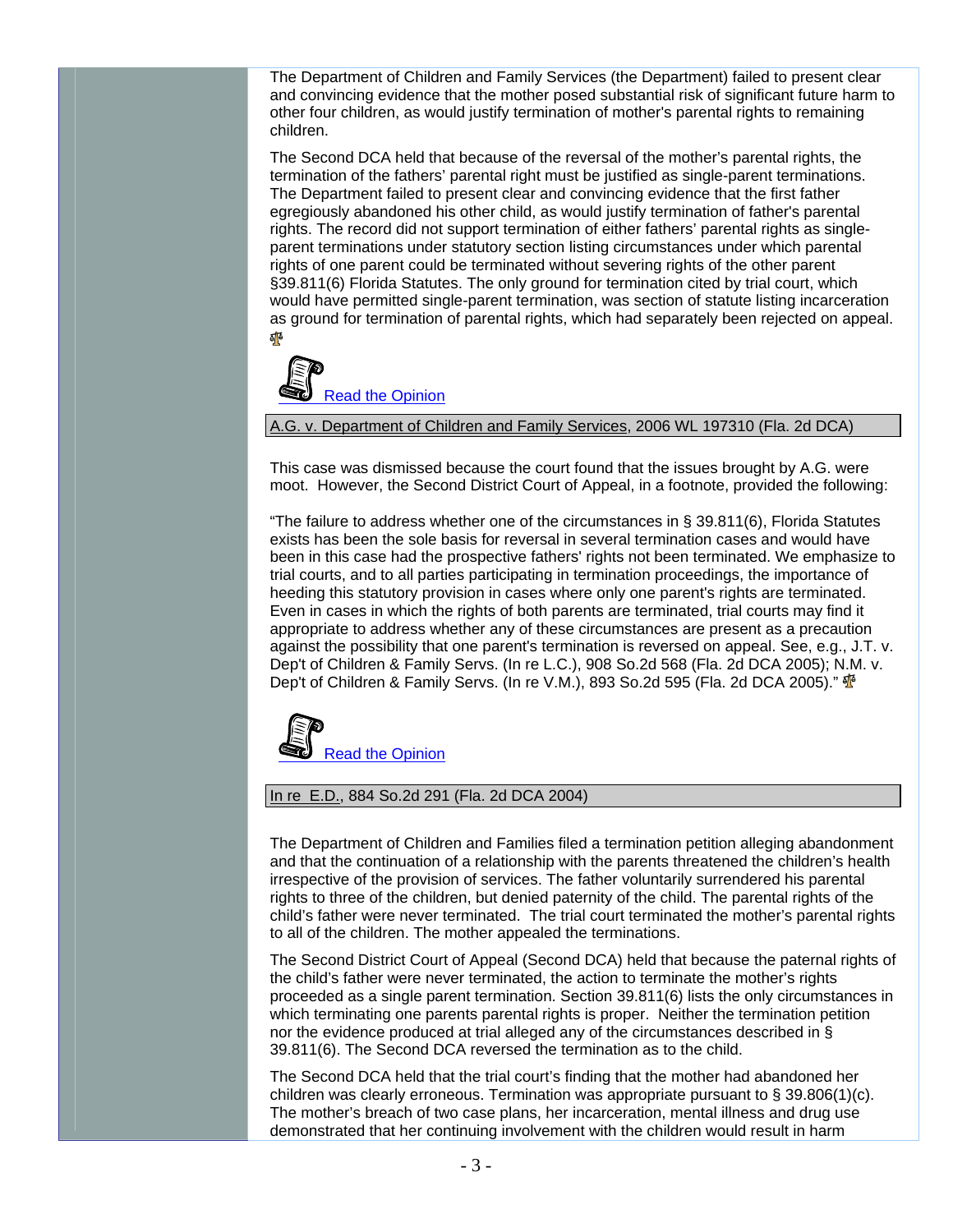The Department of Children and Family Services (the Department) failed to present clear and convincing evidence that the mother posed substantial risk of significant future harm to other four children, as would justify termination of mother's parental rights to remaining children.

The Second DCA held that because of the reversal of the mother's parental rights, the termination of the fathers' parental right must be justified as single-parent terminations. The Department failed to present clear and convincing evidence that the first father egregiously abandoned his other child, as would justify termination of father's parental rights. The record did not support termination of either fathers' parental rights as single-parent terminations under statutory section listing circumstances under which parental rights of one parent could be terminated without severing rights of the other parent §39.811(6) Florida Statutes. The only ground for termination cited by trial court, which would have permitted single-parent termination, was section of statute listing incarceration as ground for termination of parental rights, which had separately been rejected on appeal.

Read the Opinion

A.G. v. Department of Children and Family Services, 2006 WL 197310 (Fla. 2d DCA)

This case was dismissed because the court found that the issues brought by A.G. were moot. However, the Second District Court of Appeal, in a footnote, provided the following:

"The failure to address whether one of the circumstances in § 39.811(6), Florida Statutes exists has been the sole basis for reversal in several termination cases and would have been in this case had the prospective fathers' rights not been terminated. We emphasize to trial courts, and to all parties participating in termination proceedings, the importance of heeding this statutory provision in cases where only one parent's rights are terminated. Even in cases in which the rights of both parents are terminated, trial courts may find it appropriate to address whether any of these circumstances are present as a precaution against the possibility that one parent's termination is reversed on appeal. See, e.g., J.T. v. Dep't of Children & Family Servs. (In re L.C.), 908 So.2d 568 (Fla. 2d DCA 2005); N.M. v. Dep't of Children & Family Servs. (In re V.M.), 893 So.2d 595 (Fla. 2d DCA 2005)."

Read the Opinion

In re E.D., 884 So.2d 291 (Fla. 2d DCA 2004)

The Department of Children and Families filed a termination petition alleging abandonment and that the continuation of a relationship with the parents threatened the children's health irrespective of the provision of services. The father voluntarily surrendered his parental rights to three of the children, but denied paternity of the child. The parental rights of the child's father were never terminated. The trial court terminated the mother's parental rights to all of the children. The mother appealed the terminations.

The Second District Court of Appeal (Second DCA) held that because the paternal rights of the child's father were never terminated, the action to terminate the mother's rights proceeded as a single parent termination. Section 39.811(6) lists the only circumstances in which terminating one parents parental rights is proper. Neither the termination petition nor the evidence produced at trial alleged any of the circumstances described in § 39.811(6). The Second DCA reversed the termination as to the child.

The Second DCA held that the trial court's finding that the mother had abandoned her children was clearly erroneous. Termination was appropriate pursuant to § 39.806(1)(c). The mother's breach of two case plans, her incarceration, mental illness and drug use demonstrated that her continuing involvement with the children would result in harm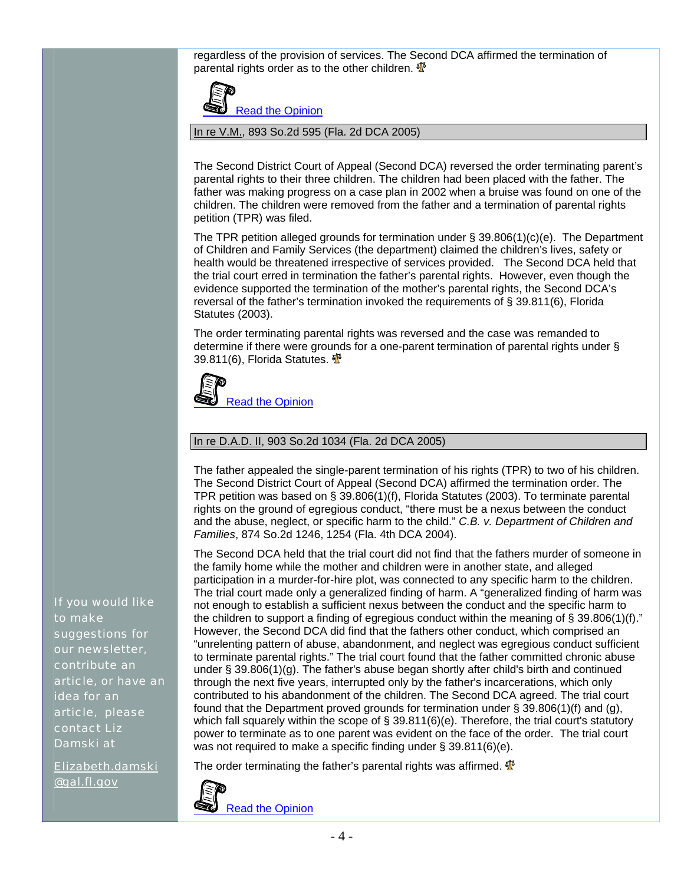regardless of the provision of services. The Second DCA affirmed the termination of parental rights order as to the other children.

Read the Opinion

In re V.M., 893 So.2d 595 (Fla. 2d DCA 2005)

The Second District Court of Appeal (Second DCA) reversed the order terminating parent's parental rights to their three children. The children had been placed with the father. The father was making progress on a case plan in 2002 when a bruise was found on one of the children. The children were removed from the father and a termination of parental rights petition (TPR) was filed.

The TPR petition alleged grounds for termination under § 39.806(1)(c)(e). The Department of Children and Family Services (the department) claimed the children's lives, safety or health would be threatened irrespective of services provided. The Second DCA held that the trial court erred in termination the father's parental rights. However, even though the evidence supported the termination of the mother's parental rights, the Second DCA's reversal of the father's termination invoked the requirements of § 39.811(6), Florida Statutes (2003).

The order terminating parental rights was reversed and the case was remanded to determine if there were grounds for a one-parent termination of parental rights under § 39.811(6), Florida Statutes.

Read the Opinion

In re D.A.D. II, 903 So.2d 1034 (Fla. 2d DCA 2005)

The father appealed the single-parent termination of his rights (TPR) to two of his children. The Second District Court of Appeal (Second DCA) affirmed the termination order. The TPR petition was based on § 39.806(1)(f), Florida Statutes (2003). To terminate parental rights on the ground of egregious conduct, "there must be a nexus between the conduct and the abuse, neglect, or specific harm to the child." *C.B. v. Department of Children and Families*, 874 So.2d 1246, 1254 (Fla. 4th DCA 2004).

The Second DCA held that the trial court did not find that the fathers murder of someone in the family home while the mother and children were in another state, and alleged participation in a murder-for-hire plot, was connected to any specific harm to the children. The trial court made only a generalized finding of harm. A "generalized finding of harm was not enough to establish a sufficient nexus between the conduct and the specific harm to the children to support a finding of egregious conduct within the meaning of § 39.806(1)(f)." However, the Second DCA did find that the fathers other conduct, which comprised an "unrelenting pattern of abuse, abandonment, and neglect was egregious conduct sufficient to terminate parental rights." The trial court found that the father committed chronic abuse under § 39.806(1)(g). The father's abuse began shortly after child's birth and continued through the next five years, interrupted only by the father's incarcerations, which only contributed to his abandonment of the children. The Second DCA agreed. The trial court found that the Department proved grounds for termination under § 39.806(1)(f) and (g), which fall squarely within the scope of § 39.811(6)(e). Therefore, the trial court's statutory power to terminate as to one parent was evident on the face of the order. The trial court was not required to make a specific finding under § 39.811(6)(e).

The order terminating the father's parental rights was affirmed.

Read the Opinion

If you would like to make suggestions for our newsletter, contribute an article, or have an idea for an article, please contact Liz Damski at

Elizabeth.damski@gal.fl.gov